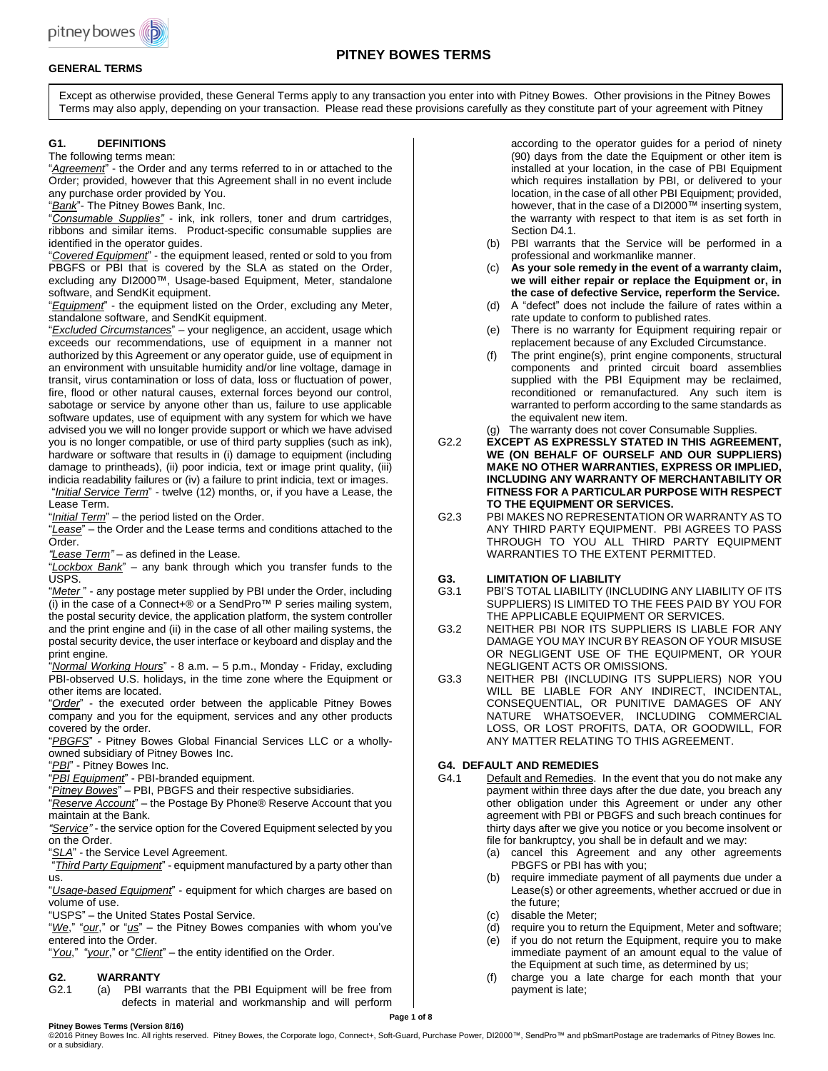# PITNEY BOWES TERMS

## GENERAL TERMS

Except as otherwise provided, these General Terms apply to any transaction you enter into with Pitney Bowes. Other provisions in the Pitney Bowes Terms may also apply, depending on your transaction. Please read these provisions carefully as they constitute part of your agreement with Pitney

### G1. DEFINITIONS

The following terms mean:

"*Agreement*" - the Order and any terms referred to in or attached to the Order; provided, however that this Agreement shall in no event include any purchase order provided by You.

"*Bank*"- The Pitney Bowes Bank, Inc.

"*Consumable Supplies*" - ink, ink rollers, toner and drum cartridges, ribbons and similar items. Product-specific consumable supplies are identified in the operator guides.

"*Covered Equipment*" - the equipment leased, rented or sold to you from PBGFS or PBI that is covered by the SLA as stated on the Order, excluding any DI2000™, Usage-based Equipment, Meter, standalone software, and SendKit equipment.

"*Equipment*" - the equipment listed on the Order, excluding any Meter, standalone software, and SendKit equipment.

"*Excluded Circumstances*" – your negligence, an accident, usage which exceeds our recommendations, use of equipment in a manner not authorized by this Agreement or any operator guide, use of equipment in an environment with unsuitable humidity and/or line voltage, damage in transit, virus contamination or loss of data, loss or fluctuation of power, fire, flood or other natural causes, external forces beyond our control, sabotage or service by anyone other than us, failure to use applicable software updates, use of equipment with any system for which we have advised you we will no longer provide support or which we have advised you is no longer compatible, or use of third party supplies (such as ink), hardware or software that results in (i) damage to equipment (including damage to printheads), (ii) poor indicia, text or image print quality, (iii) indicia readability failures or (iv) a failure to print indicia, text or images.

"*Initial Service Term*" - twelve (12) months, or, if you have a Lease, the Lease Term.

"*Initial Term*" – the period listed on the Order.

"*Lease*" – the Order and the Lease terms and conditions attached to the Order.

"*Lease Term*" – as defined in the Lease.

"*Lockbox Bank*" – any bank through which you transfer funds to the USPS.

"*Meter* " - any postage meter supplied by PBI under the Order, including (i) in the case of a Connect+® or a SendPro™ P series mailing system, the postal security device, the application platform, the system controller and the print engine and (ii) in the case of all other mailing systems, the postal security device, the user interface or keyboard and display and the print engine.

"*Normal Working Hours*" - 8 a.m. – 5 p.m., Monday - Friday, excluding PBI-observed U.S. holidays, in the time zone where the Equipment or other items are located.

"*Order*" - the executed order between the applicable Pitney Bowes company and you for the equipment, services and any other products covered by the order.

"*PBGFS*" - Pitney Bowes Global Financial Services LLC or a wholly-owned subsidiary of Pitney Bowes Inc.

"*PBI*" - Pitney Bowes Inc.

"*PBI Equipment*" - PBI-branded equipment.

"*Pitney Bowes*" – PBI, PBGFS and their respective subsidiaries.

"*Reserve Account*" – the Postage By Phone® Reserve Account that you maintain at the Bank.

"*Service*" - the service option for the Covered Equipment selected by you on the Order.

"*SLA*" - the Service Level Agreement.

"*Third Party Equipment*" - equipment manufactured by a party other than us.

"*Usage-based Equipment*" - equipment for which charges are based on volume of use.

"USPS" – the United States Postal Service.

"*We*," "*our*," or "*us*" – the Pitney Bowes companies with whom you've entered into the Order.

"*You*," "*your*," or "*Client*" – the entity identified on the Order.

### G2. WARRANTY

G2.1
(a) PBI warrants that the PBI Equipment will be free from defects in material and workmanship and will perform according to the operator guides for a period of ninety (90) days from the date the Equipment or other item is installed at your location, in the case of PBI Equipment which requires installation by PBI, or delivered to your location, in the case of all other PBI Equipment; provided, however, that in the case of a DI2000™ inserting system, the warranty with respect to that item is as set forth in Section D4.1.

(b) PBI warrants that the Service will be performed in a professional and workmanlike manner.

(c) **As your sole remedy in the event of a warranty claim, we will either repair or replace the Equipment or, in the case of defective Service, reperform the Service.**

(d) A "defect" does not include the failure of rates within a rate update to conform to published rates.

(e) There is no warranty for Equipment requiring repair or replacement because of any Excluded Circumstance.

(f) The print engine(s), print engine components, structural components and printed circuit board assemblies supplied with the PBI Equipment may be reclaimed, reconditioned or remanufactured. Any such item is warranted to perform according to the same standards as the equivalent new item.

(g) The warranty does not cover Consumable Supplies.

G2.2 **EXCEPT AS EXPRESSLY STATED IN THIS AGREEMENT, WE (ON BEHALF OF OURSELF AND OUR SUPPLIERS) MAKE NO OTHER WARRANTIES, EXPRESS OR IMPLIED, INCLUDING ANY WARRANTY OF MERCHANTABILITY OR FITNESS FOR A PARTICULAR PURPOSE WITH RESPECT TO THE EQUIPMENT OR SERVICES.**

G2.3 PBI MAKES NO REPRESENTATION OR WARRANTY AS TO ANY THIRD PARTY EQUIPMENT. PBI AGREES TO PASS THROUGH TO YOU ALL THIRD PARTY EQUIPMENT WARRANTIES TO THE EXTENT PERMITTED.

### G3. LIMITATION OF LIABILITY

G3.1 PBI'S TOTAL LIABILITY (INCLUDING ANY LIABILITY OF ITS SUPPLIERS) IS LIMITED TO THE FEES PAID BY YOU FOR THE APPLICABLE EQUIPMENT OR SERVICES.

G3.2 NEITHER PBI NOR ITS SUPPLIERS IS LIABLE FOR ANY DAMAGE YOU MAY INCUR BY REASON OF YOUR MISUSE OR NEGLIGENT USE OF THE EQUIPMENT, OR YOUR NEGLIGENT ACTS OR OMISSIONS.

G3.3 NEITHER PBI (INCLUDING ITS SUPPLIERS) NOR YOU WILL BE LIABLE FOR ANY INDIRECT, INCIDENTAL, CONSEQUENTIAL, OR PUNITIVE DAMAGES OF ANY NATURE WHATSOEVER, INCLUDING COMMERCIAL LOSS, OR LOST PROFITS, DATA, OR GOODWILL, FOR ANY MATTER RELATING TO THIS AGREEMENT.

### G4. DEFAULT AND REMEDIES

G4.1 Default and Remedies. In the event that you do not make any payment within three days after the due date, you breach any other obligation under this Agreement or under any other agreement with PBI or PBGFS and such breach continues for thirty days after we give you notice or you become insolvent or file for bankruptcy, you shall be in default and we may:

(a) cancel this Agreement and any other agreements PBGFS or PBI has with you;

(b) require immediate payment of all payments due under a Lease(s) or other agreements, whether accrued or due in the future;

(c) disable the Meter;

(d) require you to return the Equipment, Meter and software;

(e) if you do not return the Equipment, require you to make immediate payment of an amount equal to the value of the Equipment at such time, as determined by us;

(f) charge you a late charge for each month that your payment is late;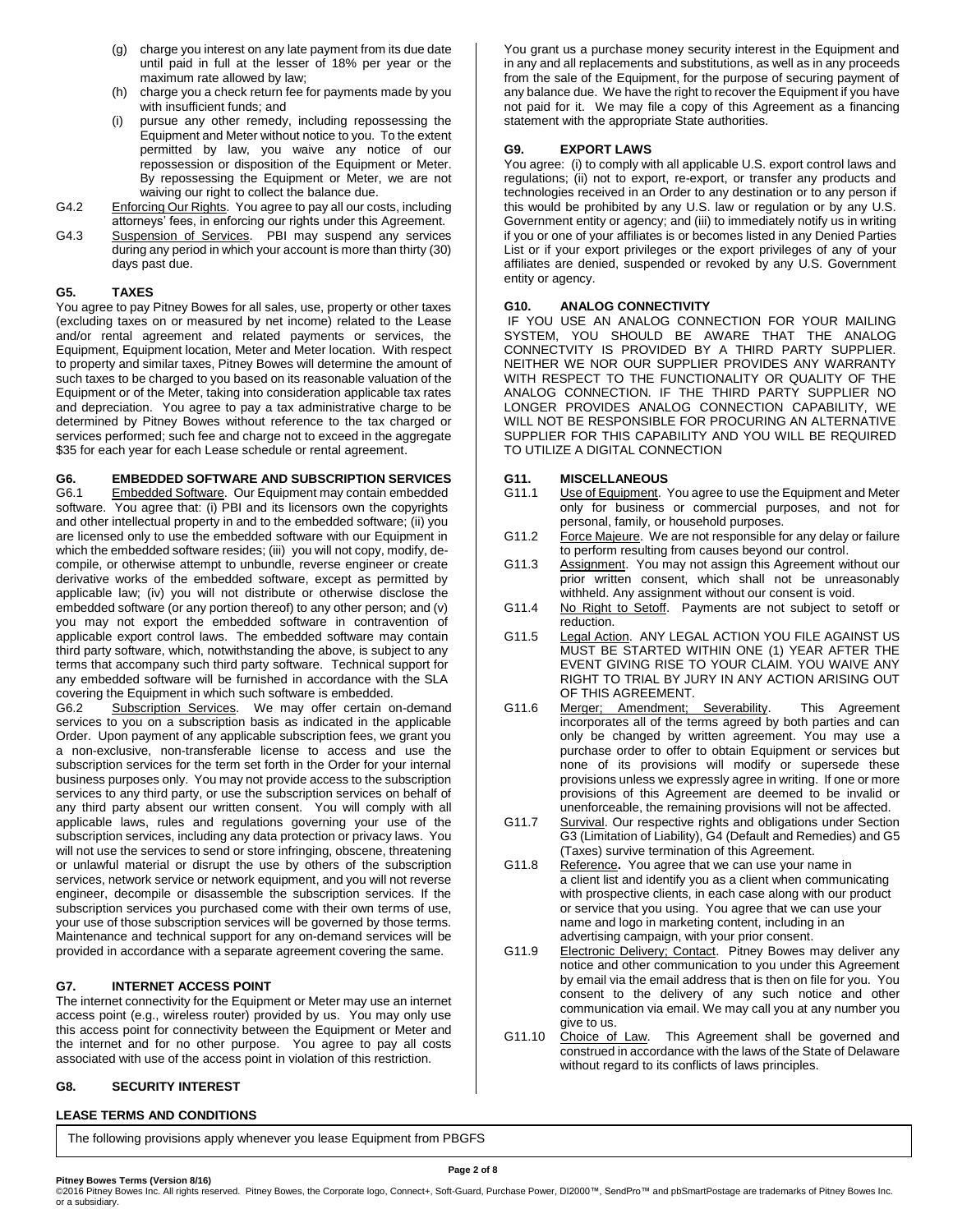(g) charge you interest on any late payment from its due date until paid in full at the lesser of 18% per year or the maximum rate allowed by law;

(h) charge you a check return fee for payments made by you with insufficient funds; and

(i) pursue any other remedy, including repossessing the Equipment and Meter without notice to you. To the extent permitted by law, you waive any notice of our repossession or disposition of the Equipment or Meter. By repossessing the Equipment or Meter, we are not waiving our right to collect the balance due.

G4.2 Enforcing Our Rights. You agree to pay all our costs, including attorneys' fees, in enforcing our rights under this Agreement.

G4.3 Suspension of Services. PBI may suspend any services during any period in which your account is more than thirty (30) days past due.

### G5. TAXES

You agree to pay Pitney Bowes for all sales, use, property or other taxes (excluding taxes on or measured by net income) related to the Lease and/or rental agreement and related payments or services, the Equipment, Equipment location, Meter and Meter location. With respect to property and similar taxes, Pitney Bowes will determine the amount of such taxes to be charged to you based on its reasonable valuation of the Equipment or of the Meter, taking into consideration applicable tax rates and depreciation. You agree to pay a tax administrative charge to be determined by Pitney Bowes without reference to the tax charged or services performed; such fee and charge not to exceed in the aggregate $35 for each year for each Lease schedule or rental agreement.

### G6. EMBEDDED SOFTWARE AND SUBSCRIPTION SERVICES

G6.1 Embedded Software. Our Equipment may contain embedded software. You agree that: (i) PBI and its licensors own the copyrights and other intellectual property in and to the embedded software; (ii) you are licensed only to use the embedded software with our Equipment in which the embedded software resides; (iii) you will not copy, modify, de-compile, or otherwise attempt to unbundle, reverse engineer or create derivative works of the embedded software, except as permitted by applicable law; (iv) you will not distribute or otherwise disclose the embedded software (or any portion thereof) to any other person; and (v) you may not export the embedded software in contravention of applicable export control laws. The embedded software may contain third party software, which, notwithstanding the above, is subject to any terms that accompany such third party software. Technical support for any embedded software will be furnished in accordance with the SLA covering the Equipment in which such software is embedded.

G6.2 Subscription Services. We may offer certain on-demand services to you on a subscription basis as indicated in the applicable Order. Upon payment of any applicable subscription fees, we grant you a non-exclusive, non-transferable license to access and use the subscription services for the term set forth in the Order for your internal business purposes only. You may not provide access to the subscription services to any third party, or use the subscription services on behalf of any third party absent our written consent. You will comply with all applicable laws, rules and regulations governing your use of the subscription services, including any data protection or privacy laws. You will not use the services to send or store infringing, obscene, threatening or unlawful material or disrupt the use by others of the subscription services, network service or network equipment, and you will not reverse engineer, decompile or disassemble the subscription services. If the subscription services you purchased come with their own terms of use, your use of those subscription services will be governed by those terms. Maintenance and technical support for any on-demand services will be provided in accordance with a separate agreement covering the same.

### G7. INTERNET ACCESS POINT

The internet connectivity for the Equipment or Meter may use an internet access point (e.g., wireless router) provided by us. You may only use this access point for connectivity between the Equipment or Meter and the internet and for no other purpose. You agree to pay all costs associated with use of the access point in violation of this restriction.

### G8. SECURITY INTEREST

You grant us a purchase money security interest in the Equipment and in any and all replacements and substitutions, as well as in any proceeds from the sale of the Equipment, for the purpose of securing payment of any balance due. We have the right to recover the Equipment if you have not paid for it. We may file a copy of this Agreement as a financing statement with the appropriate State authorities.

### G9. EXPORT LAWS

You agree: (i) to comply with all applicable U.S. export control laws and regulations; (ii) not to export, re-export, or transfer any products and technologies received in an Order to any destination or to any person if this would be prohibited by any U.S. law or regulation or by any U.S. Government entity or agency; and (iii) to immediately notify us in writing if you or one of your affiliates is or becomes listed in any Denied Parties List or if your export privileges or the export privileges of any of your affiliates are denied, suspended or revoked by any U.S. Government entity or agency.

### G10. ANALOG CONNECTIVITY

IF YOU USE AN ANALOG CONNECTION FOR YOUR MAILING SYSTEM, YOU SHOULD BE AWARE THAT THE ANALOG CONNECTVITY IS PROVIDED BY A THIRD PARTY SUPPLIER. NEITHER WE NOR OUR SUPPLIER PROVIDES ANY WARRANTY WITH RESPECT TO THE FUNCTIONALITY OR QUALITY OF THE ANALOG CONNECTION. IF THE THIRD PARTY SUPPLIER NO LONGER PROVIDES ANALOG CONNECTION CAPABILITY, WE WILL NOT BE RESPONSIBLE FOR PROCURING AN ALTERNATIVE SUPPLIER FOR THIS CAPABILITY AND YOU WILL BE REQUIRED TO UTILIZE A DIGITAL CONNECTION

### G11. MISCELLANEOUS

G11.1 Use of Equipment. You agree to use the Equipment and Meter only for business or commercial purposes, and not for personal, family, or household purposes.

G11.2 Force Majeure. We are not responsible for any delay or failure to perform resulting from causes beyond our control.

G11.3 Assignment. You may not assign this Agreement without our prior written consent, which shall not be unreasonably withheld. Any assignment without our consent is void.

G11.4 No Right to Setoff. Payments are not subject to setoff or reduction.

G11.5 Legal Action. ANY LEGAL ACTION YOU FILE AGAINST US MUST BE STARTED WITHIN ONE (1) YEAR AFTER THE EVENT GIVING RISE TO YOUR CLAIM. YOU WAIVE ANY RIGHT TO TRIAL BY JURY IN ANY ACTION ARISING OUT OF THIS AGREEMENT.

G11.6 Merger; Amendment; Severability. This Agreement incorporates all of the terms agreed by both parties and can only be changed by written agreement. You may use a purchase order to offer to obtain Equipment or services but none of its provisions will modify or supersede these provisions unless we expressly agree in writing. If one or more provisions of this Agreement are deemed to be invalid or unenforceable, the remaining provisions will not be affected.

G11.7 Survival. Our respective rights and obligations under Section G3 (Limitation of Liability), G4 (Default and Remedies) and G5 (Taxes) survive termination of this Agreement.

G11.8 **Reference.** You agree that we can use your name in a client list and identify you as a client when communicating with prospective clients, in each case along with our product or service that you using. You agree that we can use your name and logo in marketing content, including in an advertising campaign, with your prior consent.

G11.9 Electronic Delivery; Contact. Pitney Bowes may deliver any notice and other communication to you under this Agreement by email via the email address that is then on file for you. You consent to the delivery of any such notice and other communication via email. We may call you at any number you give to us.

G11.10 Choice of Law. This Agreement shall be governed and construed in accordance with the laws of the State of Delaware without regard to its conflicts of laws principles.

## LEASE TERMS AND CONDITIONS

The following provisions apply whenever you lease Equipment from PBGFS

**Pitney Bowes Terms (Version 8/16)**
©2016 Pitney Bowes Inc. All rights reserved. Pitney Bowes, the Corporate logo, Connect+, Soft-Guard, Purchase Power, DI2000™, SendPro™ and pbSmartPostage are trademarks of Pitney Bowes Inc. or a subsidiary.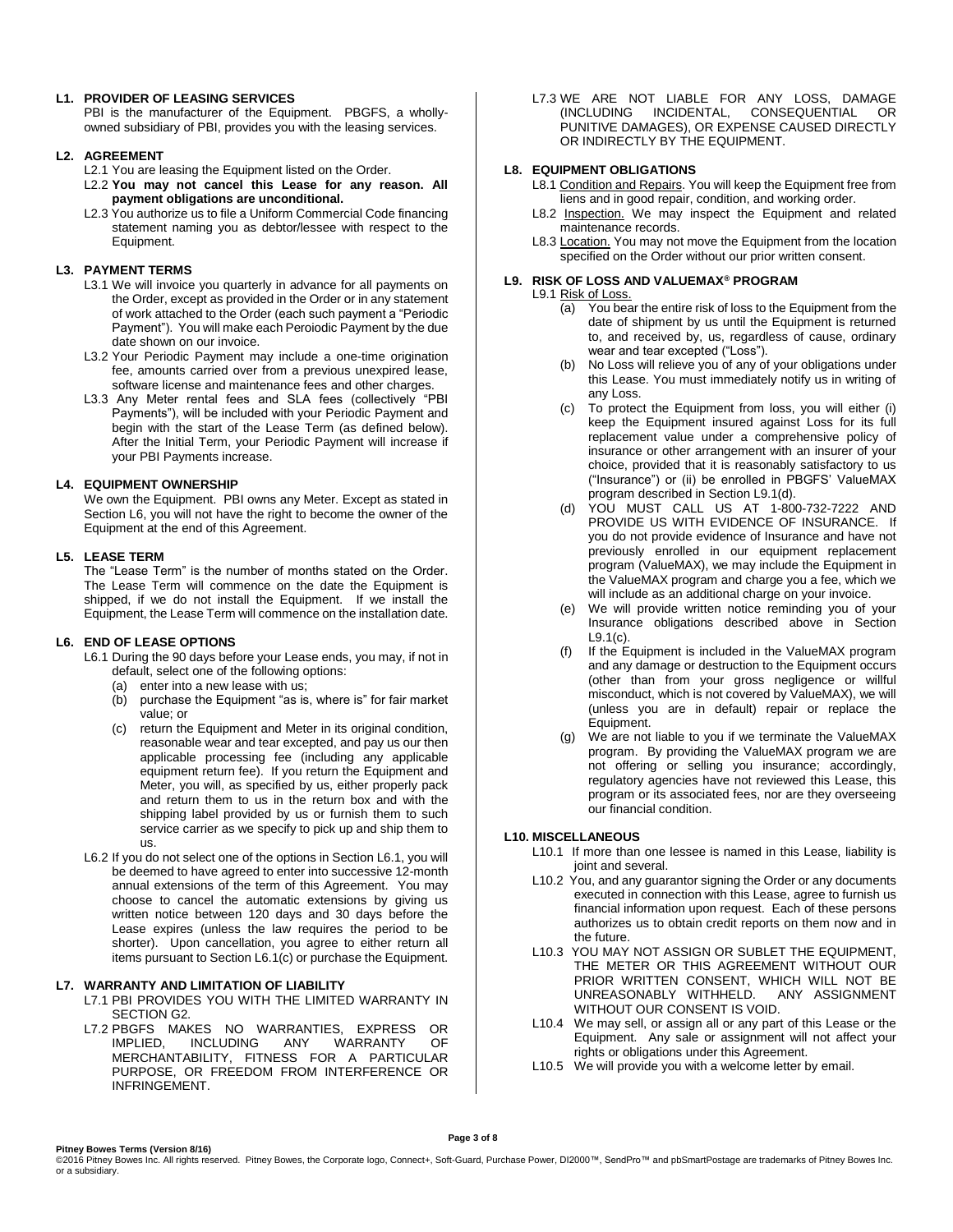## L1. PROVIDER OF LEASING SERVICES

PBI is the manufacturer of the Equipment. PBGFS, a wholly-owned subsidiary of PBI, provides you with the leasing services.

## L2. AGREEMENT

L2.1 You are leasing the Equipment listed on the Order.

L2.2 **You may not cancel this Lease for any reason. All payment obligations are unconditional.**

L2.3 You authorize us to file a Uniform Commercial Code financing statement naming you as debtor/lessee with respect to the Equipment.

## L3. PAYMENT TERMS

L3.1 We will invoice you quarterly in advance for all payments on the Order, except as provided in the Order or in any statement of work attached to the Order (each such payment a "Periodic Payment"). You will make each Peroiodic Payment by the due date shown on our invoice.

L3.2 Your Periodic Payment may include a one-time origination fee, amounts carried over from a previous unexpired lease, software license and maintenance fees and other charges.

L3.3 Any Meter rental fees and SLA fees (collectively "PBI Payments"), will be included with your Periodic Payment and begin with the start of the Lease Term (as defined below). After the Initial Term, your Periodic Payment will increase if your PBI Payments increase.

## L4. EQUIPMENT OWNERSHIP

We own the Equipment. PBI owns any Meter. Except as stated in Section L6, you will not have the right to become the owner of the Equipment at the end of this Agreement.

## L5. LEASE TERM

The "Lease Term" is the number of months stated on the Order. The Lease Term will commence on the date the Equipment is shipped, if we do not install the Equipment. If we install the Equipment, the Lease Term will commence on the installation date.

## L6. END OF LEASE OPTIONS

L6.1 During the 90 days before your Lease ends, you may, if not in default, select one of the following options:

- (a) enter into a new lease with us;
- (b) purchase the Equipment "as is, where is" for fair market value; or
- (c) return the Equipment and Meter in its original condition, reasonable wear and tear excepted, and pay us our then applicable processing fee (including any applicable equipment return fee). If you return the Equipment and Meter, you will, as specified by us, either properly pack and return them to us in the return box and with the shipping label provided by us or furnish them to such service carrier as we specify to pick up and ship them to us.

L6.2 If you do not select one of the options in Section L6.1, you will be deemed to have agreed to enter into successive 12-month annual extensions of the term of this Agreement. You may choose to cancel the automatic extensions by giving us written notice between 120 days and 30 days before the Lease expires (unless the law requires the period to be shorter). Upon cancellation, you agree to either return all items pursuant to Section L6.1(c) or purchase the Equipment.

## L7. WARRANTY AND LIMITATION OF LIABILITY

L7.1 PBI PROVIDES YOU WITH THE LIMITED WARRANTY IN SECTION G2.

L7.2 PBGFS MAKES NO WARRANTIES, EXPRESS OR IMPLIED, INCLUDING ANY WARRANTY OF MERCHANTABILITY, FITNESS FOR A PARTICULAR PURPOSE, OR FREEDOM FROM INTERFERENCE OR INFRINGEMENT.

L7.3 WE ARE NOT LIABLE FOR ANY LOSS, DAMAGE (INCLUDING INCIDENTAL, CONSEQUENTIAL OR PUNITIVE DAMAGES), OR EXPENSE CAUSED DIRECTLY OR INDIRECTLY BY THE EQUIPMENT.

## L8. EQUIPMENT OBLIGATIONS

L8.1 Condition and Repairs. You will keep the Equipment free from liens and in good repair, condition, and working order.

L8.2 Inspection. We may inspect the Equipment and related maintenance records.

L8.3 Location. You may not move the Equipment from the location specified on the Order without our prior written consent.

## L9. RISK OF LOSS AND VALUEMAX® PROGRAM

L9.1 Risk of Loss.

- (a) You bear the entire risk of loss to the Equipment from the date of shipment by us until the Equipment is returned to, and received by, us, regardless of cause, ordinary wear and tear excepted ("Loss").
- (b) No Loss will relieve you of any of your obligations under this Lease. You must immediately notify us in writing of any Loss.
- (c) To protect the Equipment from loss, you will either (i) keep the Equipment insured against Loss for its full replacement value under a comprehensive policy of insurance or other arrangement with an insurer of your choice, provided that it is reasonably satisfactory to us ("Insurance") or (ii) be enrolled in PBGFS' ValueMAX program described in Section L9.1(d).
- (d) YOU MUST CALL US AT 1-800-732-7222 AND PROVIDE US WITH EVIDENCE OF INSURANCE. If you do not provide evidence of Insurance and have not previously enrolled in our equipment replacement program (ValueMAX), we may include the Equipment in the ValueMAX program and charge you a fee, which we will include as an additional charge on your invoice.
- (e) We will provide written notice reminding you of your Insurance obligations described above in Section L9.1(c).
- (f) If the Equipment is included in the ValueMAX program and any damage or destruction to the Equipment occurs (other than from your gross negligence or willful misconduct, which is not covered by ValueMAX), we will (unless you are in default) repair or replace the Equipment.
- (g) We are not liable to you if we terminate the ValueMAX program. By providing the ValueMAX program we are not offering or selling you insurance; accordingly, regulatory agencies have not reviewed this Lease, this program or its associated fees, nor are they overseeing our financial condition.

## L10. MISCELLANEOUS

L10.1 If more than one lessee is named in this Lease, liability is joint and several.

L10.2 You, and any guarantor signing the Order or any documents executed in connection with this Lease, agree to furnish us financial information upon request. Each of these persons authorizes us to obtain credit reports on them now and in the future.

L10.3 YOU MAY NOT ASSIGN OR SUBLET THE EQUIPMENT, THE METER OR THIS AGREEMENT WITHOUT OUR PRIOR WRITTEN CONSENT, WHICH WILL NOT BE UNREASONABLY WITHHELD. ANY ASSIGNMENT WITHOUT OUR CONSENT IS VOID.

L10.4 We may sell, or assign all or any part of this Lease or the Equipment. Any sale or assignment will not affect your rights or obligations under this Agreement.

L10.5 We will provide you with a welcome letter by email.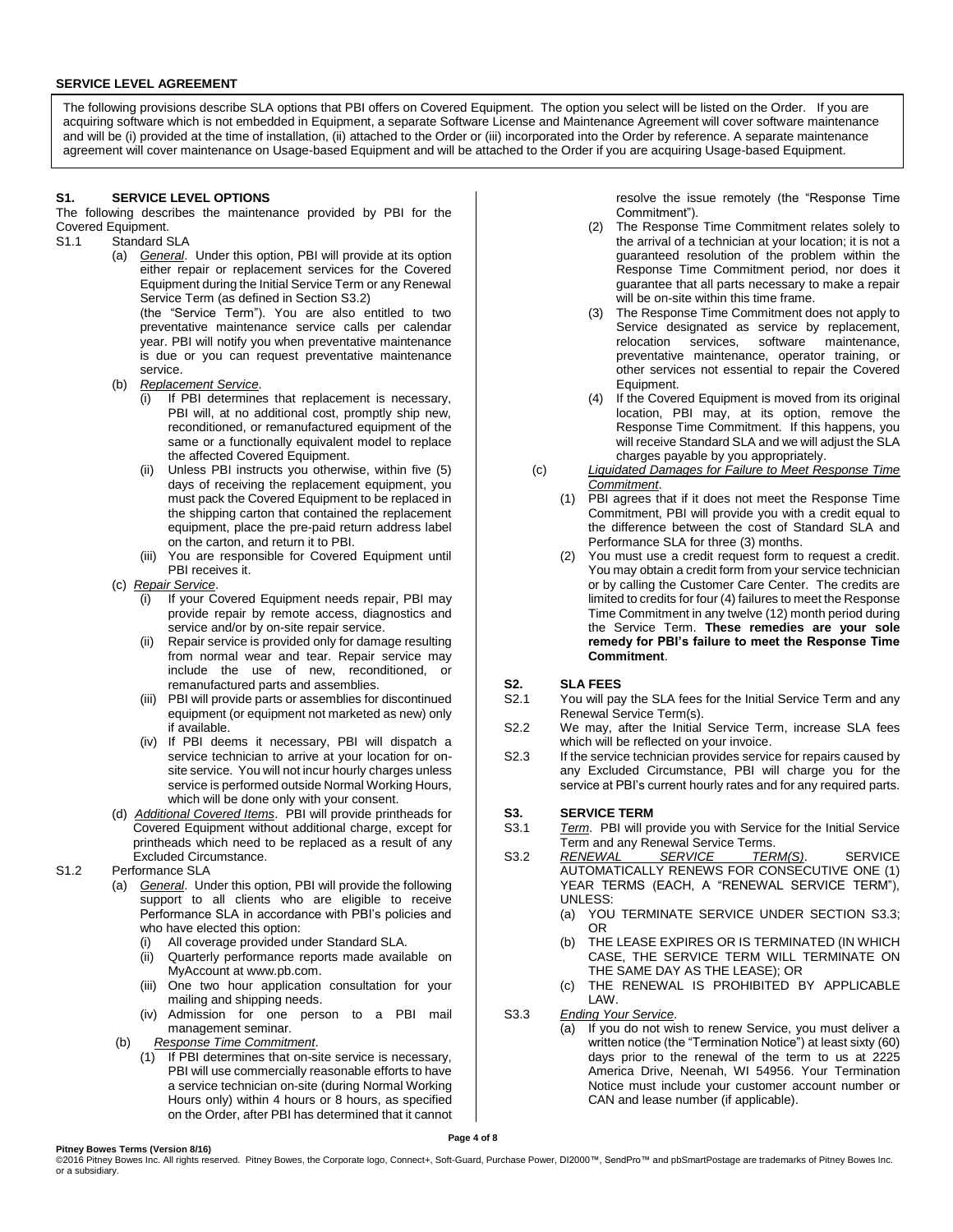**SERVICE LEVEL AGREEMENT**

The following provisions describe SLA options that PBI offers on Covered Equipment. The option you select will be listed on the Order. If you are acquiring software which is not embedded in Equipment, a separate Software License and Maintenance Agreement will cover software maintenance and will be (i) provided at the time of installation, (ii) attached to the Order or (iii) incorporated into the Order by reference. A separate maintenance agreement will cover maintenance on Usage-based Equipment and will be attached to the Order if you are acquiring Usage-based Equipment.

**S1. SERVICE LEVEL OPTIONS**

The following describes the maintenance provided by PBI for the Covered Equipment.

S1.1 Standard SLA

(a) *General*. Under this option, PBI will provide at its option either repair or replacement services for the Covered Equipment during the Initial Service Term or any Renewal Service Term (as defined in Section S3.2) (the "Service Term"). You are also entitled to two preventative maintenance service calls per calendar year. PBI will notify you when preventative maintenance is due or you can request preventative maintenance service.

(b) *Replacement Service*.

(i) If PBI determines that replacement is necessary, PBI will, at no additional cost, promptly ship new, reconditioned, or remanufactured equipment of the same or a functionally equivalent model to replace the affected Covered Equipment.

(ii) Unless PBI instructs you otherwise, within five (5) days of receiving the replacement equipment, you must pack the Covered Equipment to be replaced in the shipping carton that contained the replacement equipment, place the pre-paid return address label on the carton, and return it to PBI.

(iii) You are responsible for Covered Equipment until PBI receives it.

(c) *Repair Service*.

(i) If your Covered Equipment needs repair, PBI may provide repair by remote access, diagnostics and service and/or by on-site repair service.

(ii) Repair service is provided only for damage resulting from normal wear and tear. Repair service may include the use of new, reconditioned, or remanufactured parts and assemblies.

(iii) PBI will provide parts or assemblies for discontinued equipment (or equipment not marketed as new) only if available.

(iv) If PBI deems it necessary, PBI will dispatch a service technician to arrive at your location for on-site service. You will not incur hourly charges unless service is performed outside Normal Working Hours, which will be done only with your consent.

(d) *Additional Covered Items*. PBI will provide printheads for Covered Equipment without additional charge, except for printheads which need to be replaced as a result of any Excluded Circumstance.

S1.2 Performance SLA

(a) *General*. Under this option, PBI will provide the following support to all clients who are eligible to receive Performance SLA in accordance with PBI's policies and who have elected this option:

(i) All coverage provided under Standard SLA.

(ii) Quarterly performance reports made available on MyAccount at www.pb.com.

(iii) One two hour application consultation for your mailing and shipping needs.

(iv) Admission for one person to a PBI mail management seminar.

(b) *Response Time Commitment*.

(1) If PBI determines that on-site service is necessary, PBI will use commercially reasonable efforts to have a service technician on-site (during Normal Working Hours only) within 4 hours or 8 hours, as specified on the Order, after PBI has determined that it cannot resolve the issue remotely (the "Response Time Commitment").

(2) The Response Time Commitment relates solely to the arrival of a technician at your location; it is not a guaranteed resolution of the problem within the Response Time Commitment period, nor does it guarantee that all parts necessary to make a repair will be on-site within this time frame.

(3) The Response Time Commitment does not apply to Service designated as service by replacement, relocation services, software maintenance, preventative maintenance, operator training, or other services not essential to repair the Covered Equipment.

(4) If the Covered Equipment is moved from its original location, PBI may, at its option, remove the Response Time Commitment. If this happens, you will receive Standard SLA and we will adjust the SLA charges payable by you appropriately.

(c) *Liquidated Damages for Failure to Meet Response Time Commitment.*

(1) PBI agrees that if it does not meet the Response Time Commitment, PBI will provide you with a credit equal to the difference between the cost of Standard SLA and Performance SLA for three (3) months.

(2) You must use a credit request form to request a credit. You may obtain a credit form from your service technician or by calling the Customer Care Center. The credits are limited to credits for four (4) failures to meet the Response Time Commitment in any twelve (12) month period during the Service Term. **These remedies are your sole remedy for PBI's failure to meet the Response Time Commitment**.

**S2. SLA FEES**

S2.1 You will pay the SLA fees for the Initial Service Term and any Renewal Service Term(s).

S2.2 We may, after the Initial Service Term, increase SLA fees which will be reflected on your invoice.

S2.3 If the service technician provides service for repairs caused by any Excluded Circumstance, PBI will charge you for the service at PBI's current hourly rates and for any required parts.

**S3. SERVICE TERM**

S3.1 *Term*. PBI will provide you with Service for the Initial Service Term and any Renewal Service Terms.

S3.2 *RENEWAL SERVICE TERM(S)*. SERVICE AUTOMATICALLY RENEWS FOR CONSECUTIVE ONE (1) YEAR TERMS (EACH, A "RENEWAL SERVICE TERM"), UNLESS:

(a) YOU TERMINATE SERVICE UNDER SECTION S3.3; OR

(b) THE LEASE EXPIRES OR IS TERMINATED (IN WHICH CASE, THE SERVICE TERM WILL TERMINATE ON THE SAME DAY AS THE LEASE); OR

(c) THE RENEWAL IS PROHIBITED BY APPLICABLE LAW.

S3.3 *Ending Your Service*.

(a) If you do not wish to renew Service, you must deliver a written notice (the "Termination Notice") at least sixty (60) days prior to the renewal of the term to us at 2225 America Drive, Neenah, WI 54956. Your Termination Notice must include your customer account number or CAN and lease number (if applicable).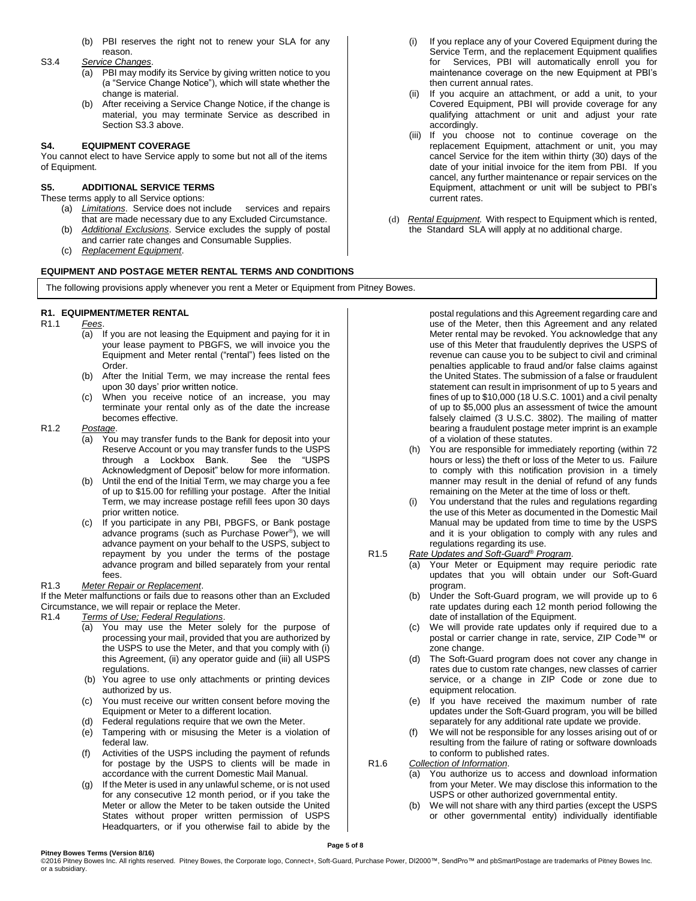(b) PBI reserves the right not to renew your SLA for any reason.

S3.4 *Service Changes*.

(a) PBI may modify its Service by giving written notice to you (a "Service Change Notice"), which will state whether the change is material.

(b) After receiving a Service Change Notice, if the change is material, you may terminate Service as described in Section S3.3 above.

**S4. EQUIPMENT COVERAGE**

You cannot elect to have Service apply to some but not all of the items of Equipment.

**S5. ADDITIONAL SERVICE TERMS**

These terms apply to all Service options:

(a) *Limitations*. Service does not include services and repairs that are made necessary due to any Excluded Circumstance.

(b) *Additional Exclusions*. Service excludes the supply of postal and carrier rate changes and Consumable Supplies.

(c) *Replacement Equipment*.

(i) If you replace any of your Covered Equipment during the Service Term, and the replacement Equipment qualifies for Services, PBI will automatically enroll you for maintenance coverage on the new Equipment at PBI's then current annual rates.

(ii) If you acquire an attachment, or add a unit, to your Covered Equipment, PBI will provide coverage for any qualifying attachment or unit and adjust your rate accordingly.

(iii) If you choose not to continue coverage on the replacement Equipment, attachment or unit, you may cancel Service for the item within thirty (30) days of the date of your initial invoice for the item from PBI. If you cancel, any further maintenance or repair services on the Equipment, attachment or unit will be subject to PBI's current rates.

(d) *Rental Equipment.* With respect to Equipment which is rented, the Standard SLA will apply at no additional charge.

**EQUIPMENT AND POSTAGE METER RENTAL TERMS AND CONDITIONS**

The following provisions apply whenever you rent a Meter or Equipment from Pitney Bowes.

**R1. EQUIPMENT/METER RENTAL**

R1.1 *Fees*.

(a) If you are not leasing the Equipment and paying for it in your lease payment to PBGFS, we will invoice you the Equipment and Meter rental ("rental") fees listed on the Order.

(b) After the Initial Term, we may increase the rental fees upon 30 days' prior written notice.

(c) When you receive notice of an increase, you may terminate your rental only as of the date the increase becomes effective.

R1.2 *Postage*.

(a) You may transfer funds to the Bank for deposit into your Reserve Account or you may transfer funds to the USPS through a Lockbox Bank. See the "USPS Acknowledgment of Deposit" below for more information.

(b) Until the end of the Initial Term, we may charge you a fee of up to $15.00 for refilling your postage. After the Initial Term, we may increase postage refill fees upon 30 days prior written notice.

(c) If you participate in any PBI, PBGFS, or Bank postage advance programs (such as Purchase Power®), we will advance payment on your behalf to the USPS, subject to repayment by you under the terms of the postage advance program and billed separately from your rental fees.

R1.3 *Meter Repair or Replacement*.

If the Meter malfunctions or fails due to reasons other than an Excluded Circumstance, we will repair or replace the Meter.

R1.4 *Terms of Use; Federal Regulations*.

(a) You may use the Meter solely for the purpose of processing your mail, provided that you are authorized by the USPS to use the Meter, and that you comply with (i) this Agreement, (ii) any operator guide and (iii) all USPS regulations.

(b) You agree to use only attachments or printing devices authorized by us.

(c) You must receive our written consent before moving the Equipment or Meter to a different location.

(d) Federal regulations require that we own the Meter.

(e) Tampering with or misusing the Meter is a violation of federal law.

(f) Activities of the USPS including the payment of refunds for postage by the USPS to clients will be made in accordance with the current Domestic Mail Manual.

(g) If the Meter is used in any unlawful scheme, or is not used for any consecutive 12 month period, or if you take the Meter or allow the Meter to be taken outside the United States without proper written permission of USPS Headquarters, or if you otherwise fail to abide by the postal regulations and this Agreement regarding care and use of the Meter, then this Agreement and any related Meter rental may be revoked. You acknowledge that any use of this Meter that fraudulently deprives the USPS of revenue can cause you to be subject to civil and criminal penalties applicable to fraud and/or false claims against the United States. The submission of a false or fraudulent statement can result in imprisonment of up to 5 years and fines of up to $10,000 (18 U.S.C. 1001) and a civil penalty of up to $5,000 plus an assessment of twice the amount falsely claimed (3 U.S.C. 3802). The mailing of matter bearing a fraudulent postage meter imprint is an example of a violation of these statutes.

(h) You are responsible for immediately reporting (within 72 hours or less) the theft or loss of the Meter to us. Failure to comply with this notification provision in a timely manner may result in the denial of refund of any funds remaining on the Meter at the time of loss or theft.

(i) You understand that the rules and regulations regarding the use of this Meter as documented in the Domestic Mail Manual may be updated from time to time by the USPS and it is your obligation to comply with any rules and regulations regarding its use.

R1.5 *Rate Updates and Soft-Guard® Program*.

(a) Your Meter or Equipment may require periodic rate updates that you will obtain under our Soft-Guard program.

(b) Under the Soft-Guard program, we will provide up to 6 rate updates during each 12 month period following the date of installation of the Equipment.

(c) We will provide rate updates only if required due to a postal or carrier change in rate, service, ZIP Code™ or zone change.

(d) The Soft-Guard program does not cover any change in rates due to custom rate changes, new classes of carrier service, or a change in ZIP Code or zone due to equipment relocation.

(e) If you have received the maximum number of rate updates under the Soft-Guard program, you will be billed separately for any additional rate update we provide.

(f) We will not be responsible for any losses arising out of or resulting from the failure of rating or software downloads to conform to published rates.

R1.6 *Collection of Information*.

(a) You authorize us to access and download information from your Meter. We may disclose this information to the USPS or other authorized governmental entity.

(b) We will not share with any third parties (except the USPS or other governmental entity) individually identifiable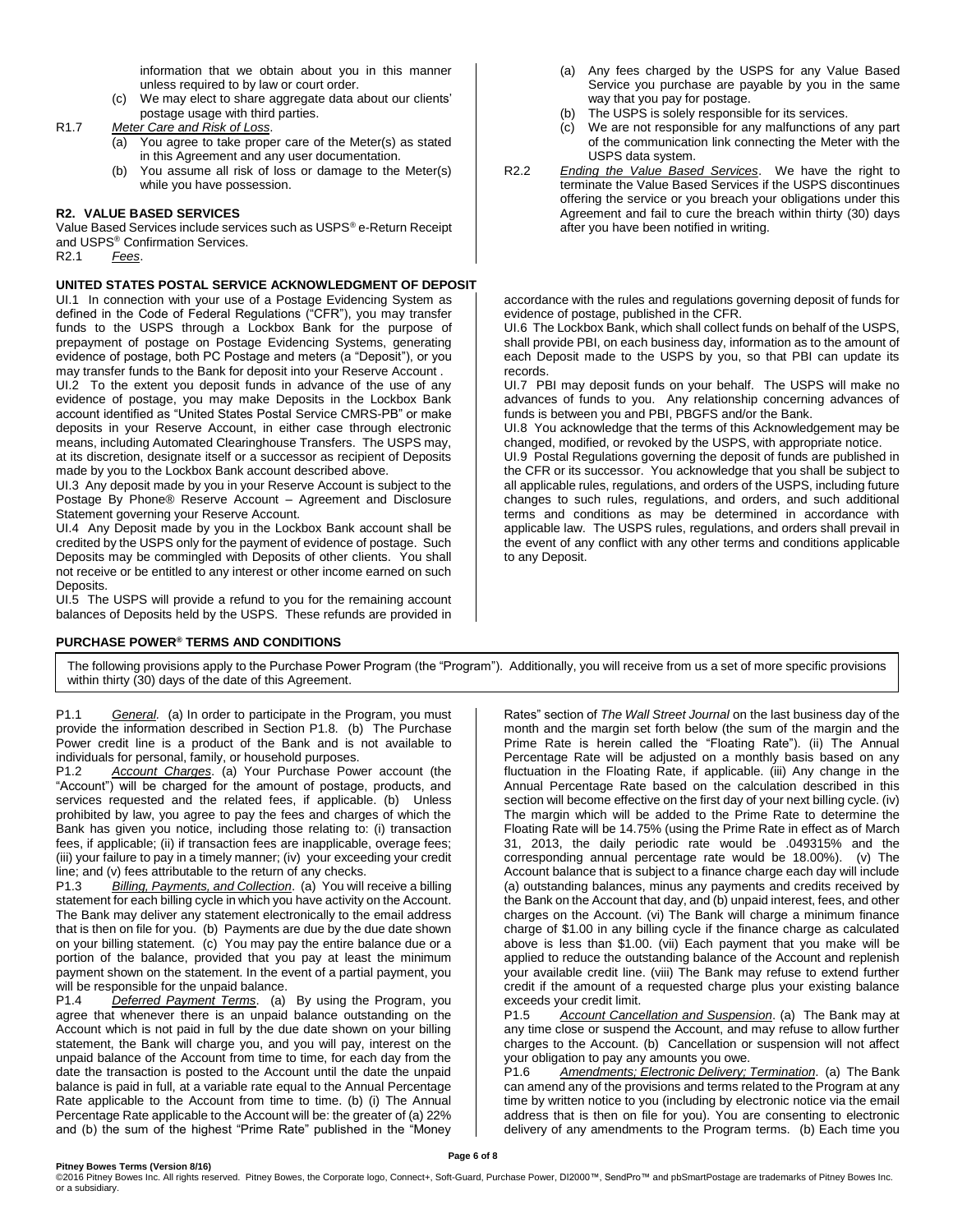information that we obtain about you in this manner unless required to by law or court order.

(c) We may elect to share aggregate data about our clients' postage usage with third parties.

R1.7 *Meter Care and Risk of Loss*.

(a) You agree to take proper care of the Meter(s) as stated in this Agreement and any user documentation.

(b) You assume all risk of loss or damage to the Meter(s) while you have possession.

**R2. VALUE BASED SERVICES**

Value Based Services include services such as USPS® e-Return Receipt and USPS® Confirmation Services.

R2.1 *Fees*.

(a) Any fees charged by the USPS for any Value Based Service you purchase are payable by you in the same way that you pay for postage.

(b) The USPS is solely responsible for its services.

(c) We are not responsible for any malfunctions of any part of the communication link connecting the Meter with the USPS data system.

R2.2 *Ending the Value Based Services*. We have the right to terminate the Value Based Services if the USPS discontinues offering the service or you breach your obligations under this Agreement and fail to cure the breach within thirty (30) days after you have been notified in writing.

**UNITED STATES POSTAL SERVICE ACKNOWLEDGMENT OF DEPOSIT**

UI.1 In connection with your use of a Postage Evidencing System as defined in the Code of Federal Regulations ("CFR"), you may transfer funds to the USPS through a Lockbox Bank for the purpose of prepayment of postage on Postage Evidencing Systems, generating evidence of postage, both PC Postage and meters (a "Deposit"), or you may transfer funds to the Bank for deposit into your Reserve Account .

UI.2 To the extent you deposit funds in advance of the use of any evidence of postage, you may make Deposits in the Lockbox Bank account identified as "United States Postal Service CMRS-PB" or make deposits in your Reserve Account, in either case through electronic means, including Automated Clearinghouse Transfers. The USPS may, at its discretion, designate itself or a successor as recipient of Deposits made by you to the Lockbox Bank account described above.

UI.3 Any deposit made by you in your Reserve Account is subject to the Postage By Phone® Reserve Account – Agreement and Disclosure Statement governing your Reserve Account.

UI.4 Any Deposit made by you in the Lockbox Bank account shall be credited by the USPS only for the payment of evidence of postage. Such Deposits may be commingled with Deposits of other clients. You shall not receive or be entitled to any interest or other income earned on such Deposits.

UI.5 The USPS will provide a refund to you for the remaining account balances of Deposits held by the USPS. These refunds are provided in accordance with the rules and regulations governing deposit of funds for evidence of postage, published in the CFR.

UI.6 The Lockbox Bank, which shall collect funds on behalf of the USPS, shall provide PBI, on each business day, information as to the amount of each Deposit made to the USPS by you, so that PBI can update its records.

UI.7 PBI may deposit funds on your behalf. The USPS will make no advances of funds to you. Any relationship concerning advances of funds is between you and PBI, PBGFS and/or the Bank.

UI.8 You acknowledge that the terms of this Acknowledgement may be changed, modified, or revoked by the USPS, with appropriate notice.

UI.9 Postal Regulations governing the deposit of funds are published in the CFR or its successor. You acknowledge that you shall be subject to all applicable rules, regulations, and orders of the USPS, including future changes to such rules, regulations, and orders, and such additional terms and conditions as may be determined in accordance with applicable law. The USPS rules, regulations, and orders shall prevail in the event of any conflict with any other terms and conditions applicable to any Deposit.

**PURCHASE POWER® TERMS AND CONDITIONS**

The following provisions apply to the Purchase Power Program (the "Program"). Additionally, you will receive from us a set of more specific provisions within thirty (30) days of the date of this Agreement.

P1.1 *General.* (a) In order to participate in the Program, you must provide the information described in Section P1.8. (b) The Purchase Power credit line is a product of the Bank and is not available to individuals for personal, family, or household purposes.

P1.2 *Account Charges*. (a) Your Purchase Power account (the "Account") will be charged for the amount of postage, products, and services requested and the related fees, if applicable. (b) Unless prohibited by law, you agree to pay the fees and charges of which the Bank has given you notice, including those relating to: (i) transaction fees, if applicable; (ii) if transaction fees are inapplicable, overage fees; (iii) your failure to pay in a timely manner; (iv) your exceeding your credit line; and (v) fees attributable to the return of any checks.

P1.3 *Billing, Payments, and Collection*. (a) You will receive a billing statement for each billing cycle in which you have activity on the Account. The Bank may deliver any statement electronically to the email address that is then on file for you. (b) Payments are due by the due date shown on your billing statement. (c) You may pay the entire balance due or a portion of the balance, provided that you pay at least the minimum payment shown on the statement. In the event of a partial payment, you will be responsible for the unpaid balance.

P1.4 *Deferred Payment Terms*. (a) By using the Program, you agree that whenever there is an unpaid balance outstanding on the Account which is not paid in full by the due date shown on your billing statement, the Bank will charge you, and you will pay, interest on the unpaid balance of the Account from time to time, for each day from the date the transaction is posted to the Account until the date the unpaid balance is paid in full, at a variable rate equal to the Annual Percentage Rate applicable to the Account from time to time. (b) (i) The Annual Percentage Rate applicable to the Account will be: the greater of (a) 22% and (b) the sum of the highest "Prime Rate" published in the "Money Rates" section of *The Wall Street Journal* on the last business day of the month and the margin set forth below (the sum of the margin and the Prime Rate is herein called the "Floating Rate"). (ii) The Annual Percentage Rate will be adjusted on a monthly basis based on any fluctuation in the Floating Rate, if applicable. (iii) Any change in the Annual Percentage Rate based on the calculation described in this section will become effective on the first day of your next billing cycle. (iv) The margin which will be added to the Prime Rate to determine the Floating Rate will be 14.75% (using the Prime Rate in effect as of March 31, 2013, the daily periodic rate would be .049315% and the corresponding annual percentage rate would be 18.00%). (v) The Account balance that is subject to a finance charge each day will include (a) outstanding balances, minus any payments and credits received by the Bank on the Account that day, and (b) unpaid interest, fees, and other charges on the Account. (vi) The Bank will charge a minimum finance charge of $1.00 in any billing cycle if the finance charge as calculated above is less than $1.00. (vii) Each payment that you make will be applied to reduce the outstanding balance of the Account and replenish your available credit line. (viii) The Bank may refuse to extend further credit if the amount of a requested charge plus your existing balance exceeds your credit limit.

P1.5 *Account Cancellation and Suspension*. (a) The Bank may at any time close or suspend the Account, and may refuse to allow further charges to the Account. (b) Cancellation or suspension will not affect your obligation to pay any amounts you owe.

P1.6 *Amendments; Electronic Delivery; Termination*. (a) The Bank can amend any of the provisions and terms related to the Program at any time by written notice to you (including by electronic notice via the email address that is then on file for you). You are consenting to electronic delivery of any amendments to the Program terms. (b) Each time you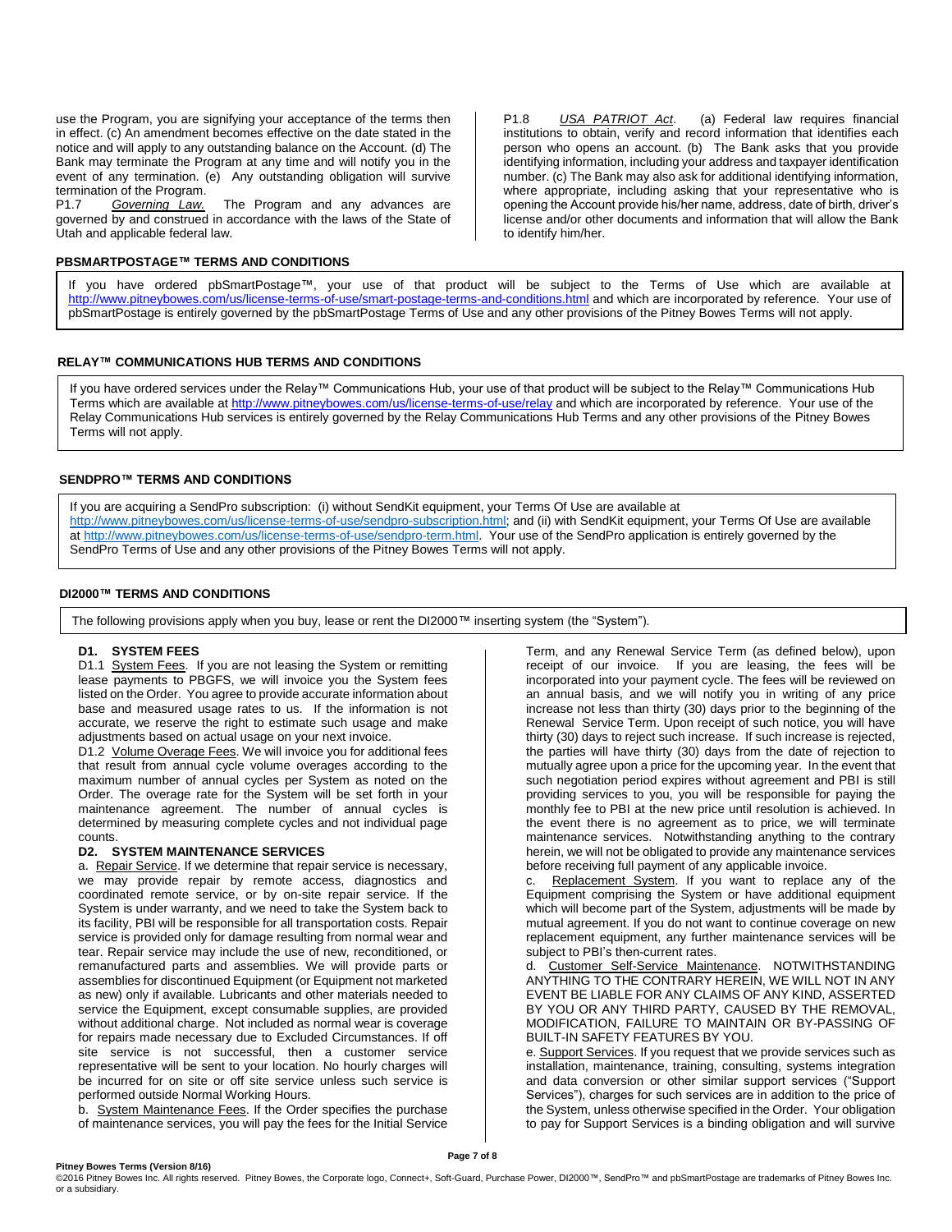use the Program, you are signifying your acceptance of the terms then in effect. (c) An amendment becomes effective on the date stated in the notice and will apply to any outstanding balance on the Account. (d) The Bank may terminate the Program at any time and will notify you in the event of any termination. (e) Any outstanding obligation will survive termination of the Program.

P1.7 *Governing Law.* The Program and any advances are governed by and construed in accordance with the laws of the State of Utah and applicable federal law.

P1.8 *USA PATRIOT Act*. (a) Federal law requires financial institutions to obtain, verify and record information that identifies each person who opens an account. (b) The Bank asks that you provide identifying information, including your address and taxpayer identification number. (c) The Bank may also ask for additional identifying information, where appropriate, including asking that your representative who is opening the Account provide his/her name, address, date of birth, driver's license and/or other documents and information that will allow the Bank to identify him/her.

## PBSMARTPOSTAGE™ TERMS AND CONDITIONS

If you have ordered pbSmartPostage™, your use of that product will be subject to the Terms of Use which are available at http://www.pitneybowes.com/us/license-terms-of-use/smart-postage-terms-and-conditions.html and which are incorporated by reference. Your use of pbSmartPostage is entirely governed by the pbSmartPostage Terms of Use and any other provisions of the Pitney Bowes Terms will not apply.

## RELAY™ COMMUNICATIONS HUB TERMS AND CONDITIONS

If you have ordered services under the Relay™ Communications Hub, your use of that product will be subject to the Relay™ Communications Hub Terms which are available at http://www.pitneybowes.com/us/license-terms-of-use/relay and which are incorporated by reference. Your use of the Relay Communications Hub services is entirely governed by the Relay Communications Hub Terms and any other provisions of the Pitney Bowes Terms will not apply.

## SENDPRO™ TERMS AND CONDITIONS

If you are acquiring a SendPro subscription: (i) without SendKit equipment, your Terms Of Use are available at http://www.pitneybowes.com/us/license-terms-of-use/sendpro-subscription.html; and (ii) with SendKit equipment, your Terms Of Use are available at http://www.pitneybowes.com/us/license-terms-of-use/sendpro-term.html. Your use of the SendPro application is entirely governed by the SendPro Terms of Use and any other provisions of the Pitney Bowes Terms will not apply.

## DI2000™ TERMS AND CONDITIONS

The following provisions apply when you buy, lease or rent the DI2000™ inserting system (the "System").

### D1. SYSTEM FEES

D1.1 System Fees. If you are not leasing the System or remitting lease payments to PBGFS, we will invoice you the System fees listed on the Order. You agree to provide accurate information about base and measured usage rates to us. If the information is not accurate, we reserve the right to estimate such usage and make adjustments based on actual usage on your next invoice.

D1.2 Volume Overage Fees. We will invoice you for additional fees that result from annual cycle volume overages according to the maximum number of annual cycles per System as noted on the Order. The overage rate for the System will be set forth in your maintenance agreement. The number of annual cycles is determined by measuring complete cycles and not individual page counts.

### D2. SYSTEM MAINTENANCE SERVICES

a. Repair Service. If we determine that repair service is necessary, we may provide repair by remote access, diagnostics and coordinated remote service, or by on-site repair service. If the System is under warranty, and we need to take the System back to its facility, PBI will be responsible for all transportation costs. Repair service is provided only for damage resulting from normal wear and tear. Repair service may include the use of new, reconditioned, or remanufactured parts and assemblies. We will provide parts or assemblies for discontinued Equipment (or Equipment not marketed as new) only if available. Lubricants and other materials needed to service the Equipment, except consumable supplies, are provided without additional charge. Not included as normal wear is coverage for repairs made necessary due to Excluded Circumstances. If off site service is not successful, then a customer service representative will be sent to your location. No hourly charges will be incurred for on site or off site service unless such service is performed outside Normal Working Hours.

b. System Maintenance Fees. If the Order specifies the purchase of maintenance services, you will pay the fees for the Initial Service Term, and any Renewal Service Term (as defined below), upon receipt of our invoice. If you are leasing, the fees will be incorporated into your payment cycle. The fees will be reviewed on an annual basis, and we will notify you in writing of any price increase not less than thirty (30) days prior to the beginning of the Renewal Service Term. Upon receipt of such notice, you will have thirty (30) days to reject such increase. If such increase is rejected, the parties will have thirty (30) days from the date of rejection to mutually agree upon a price for the upcoming year. In the event that such negotiation period expires without agreement and PBI is still providing services to you, you will be responsible for paying the monthly fee to PBI at the new price until resolution is achieved. In the event there is no agreement as to price, we will terminate maintenance services. Notwithstanding anything to the contrary herein, we will not be obligated to provide any maintenance services before receiving full payment of any applicable invoice.

c. Replacement System. If you want to replace any of the Equipment comprising the System or have additional equipment which will become part of the System, adjustments will be made by mutual agreement. If you do not want to continue coverage on new replacement equipment, any further maintenance services will be subject to PBI's then-current rates.

d. Customer Self-Service Maintenance. NOTWITHSTANDING ANYTHING TO THE CONTRARY HEREIN, WE WILL NOT IN ANY EVENT BE LIABLE FOR ANY CLAIMS OF ANY KIND, ASSERTED BY YOU OR ANY THIRD PARTY, CAUSED BY THE REMOVAL, MODIFICATION, FAILURE TO MAINTAIN OR BY-PASSING OF BUILT-IN SAFETY FEATURES BY YOU.

e. Support Services. If you request that we provide services such as installation, maintenance, training, consulting, systems integration and data conversion or other similar support services ("Support Services"), charges for such services are in addition to the price of the System, unless otherwise specified in the Order. Your obligation to pay for Support Services is a binding obligation and will survive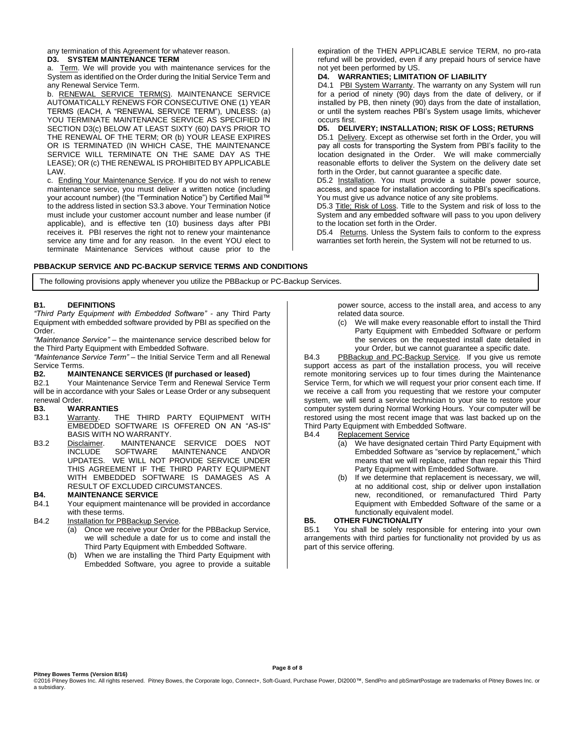any termination of this Agreement for whatever reason.

**D3. SYSTEM MAINTENANCE TERM**

a. Term. We will provide you with maintenance services for the System as identified on the Order during the Initial Service Term and any Renewal Service Term.

b. RENEWAL SERVICE TERM(S). MAINTENANCE SERVICE AUTOMATICALLY RENEWS FOR CONSECUTIVE ONE (1) YEAR TERMS (EACH, A "RENEWAL SERVICE TERM"), UNLESS: (a) YOU TERMINATE MAINTENANCE SERVICE AS SPECIFIED IN SECTION D3(c) BELOW AT LEAST SIXTY (60) DAYS PRIOR TO THE RENEWAL OF THE TERM; OR (b) YOUR LEASE EXPIRES OR IS TERMINATED (IN WHICH CASE, THE MAINTENANCE SERVICE WILL TERMINATE ON THE SAME DAY AS THE LEASE); OR (c) THE RENEWAL IS PROHIBITED BY APPLICABLE LAW.

c. Ending Your Maintenance Service. If you do not wish to renew maintenance service, you must deliver a written notice (including your account number) (the "Termination Notice") by Certified Mail™ to the address listed in section S3.3 above. Your Termination Notice must include your customer account number and lease number (if applicable), and is effective ten (10) business days after PBI receives it. PBI reserves the right not to renew your maintenance service any time and for any reason. In the event YOU elect to terminate Maintenance Services without cause prior to the expiration of the THEN APPLICABLE service TERM, no pro-rata refund will be provided, even if any prepaid hours of service have not yet been performed by US.

**D4. WARRANTIES; LIMITATION OF LIABILITY**

D4.1 PBI System Warranty. The warranty on any System will run for a period of ninety (90) days from the date of delivery, or if installed by PB, then ninety (90) days from the date of installation, or until the system reaches PBI's System usage limits, whichever occurs first.

**D5. DELIVERY; INSTALLATION; RISK OF LOSS; RETURNS**

D5.1 Delivery. Except as otherwise set forth in the Order, you will pay all costs for transporting the System from PBI's facility to the location designated in the Order. We will make commercially reasonable efforts to deliver the System on the delivery date set forth in the Order, but cannot guarantee a specific date.

D5.2 Installation. You must provide a suitable power source, access, and space for installation according to PBI's specifications. You must give us advance notice of any site problems.

D5.3 Title; Risk of Loss. Title to the System and risk of loss to the System and any embedded software will pass to you upon delivery to the location set forth in the Order.

D5.4 Returns. Unless the System fails to conform to the express warranties set forth herein, the System will not be returned to us.

## PBBACKUP SERVICE AND PC-BACKUP SERVICE TERMS AND CONDITIONS

The following provisions apply whenever you utilize the PBBackup or PC-Backup Services.

**B1. DEFINITIONS**

*"Third Party Equipment with Embedded Software"* - any Third Party Equipment with embedded software provided by PBI as specified on the Order.

*"Maintenance Service"* – the maintenance service described below for the Third Party Equipment with Embedded Software.

*"Maintenance Service Term"* – the Initial Service Term and all Renewal Service Terms.

**B2. MAINTENANCE SERVICES (If purchased or leased)**

B2.1 Your Maintenance Service Term and Renewal Service Term will be in accordance with your Sales or Lease Order or any subsequent renewal Order.

**B3. WARRANTIES**

B3.1 Warranty. THE THIRD PARTY EQUIPMENT WITH EMBEDDED SOFTWARE IS OFFERED ON AN "AS-IS" BASIS WITH NO WARRANTY.

B3.2 Disclaimer. MAINTENANCE SERVICE DOES NOT INCLUDE SOFTWARE MAINTENANCE AND/OR UPDATES. WE WILL NOT PROVIDE SERVICE UNDER THIS AGREEMENT IF THE THIRD PARTY EQUIPMENT WITH EMBEDDED SOFTWARE IS DAMAGES AS A RESULT OF EXCLUDED CIRCUMSTANCES.

**B4. MAINTENANCE SERVICE**

B4.1 Your equipment maintenance will be provided in accordance with these terms.

B4.2 Installation for PBBackup Service.

(a) Once we receive your Order for the PBBackup Service, we will schedule a date for us to come and install the Third Party Equipment with Embedded Software.

(b) When we are installing the Third Party Equipment with Embedded Software, you agree to provide a suitable power source, access to the install area, and access to any related data source.

(c) We will make every reasonable effort to install the Third Party Equipment with Embedded Software or perform the services on the requested install date detailed in your Order, but we cannot guarantee a specific date.

B4.3 PBBackup and PC-Backup Service. If you give us remote support access as part of the installation process, you will receive remote monitoring services up to four times during the Maintenance Service Term, for which we will request your prior consent each time. If we receive a call from you requesting that we restore your computer system, we will send a service technician to your site to restore your computer system during Normal Working Hours. Your computer will be restored using the most recent image that was last backed up on the Third Party Equipment with Embedded Software.

B4.4 Replacement Service

(a) We have designated certain Third Party Equipment with Embedded Software as "service by replacement," which means that we will replace, rather than repair this Third Party Equipment with Embedded Software.

(b) If we determine that replacement is necessary, we will, at no additional cost, ship or deliver upon installation new, reconditioned, or remanufactured Third Party Equipment with Embedded Software of the same or a functionally equivalent model.

**B5. OTHER FUNCTIONALITY**

B5.1 You shall be solely responsible for entering into your own arrangements with third parties for functionality not provided by us as part of this service offering.

**Pitney Bowes Terms (Version 8/16)**

©2016 Pitney Bowes Inc. All rights reserved. Pitney Bowes, the Corporate logo, Connect+, Soft-Guard, Purchase Power, DI2000™, SendPro and pbSmartPostage are trademarks of Pitney Bowes Inc. or a subsidiary.